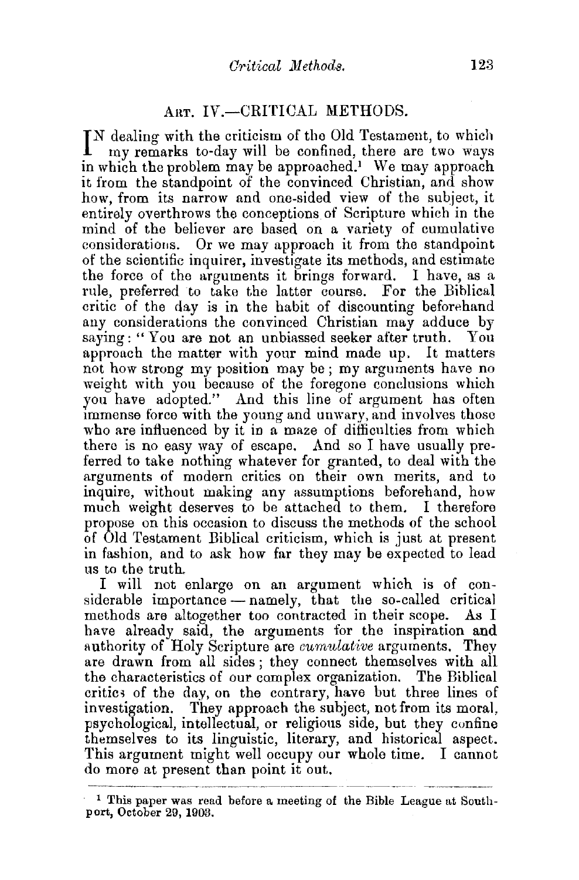## ART. IV.—CRITICAL METHODS.

IN dealing with the criticism of the Old Testament, to which my remarks to-day will be confined, there are two ways in which the problem may be approached.[1] We may approach it from the standpoint of the convinced Christian, and show how, from its narrow and one-sided view of the subject, it entirely overthrows the conceptions of Scripture which in the mind of the believer are based on a variety of cumulative considerations. Or we may approach it from the standpoint of the scientific inquirer, investigate its methods, and estimate the force of the arguments it brings forward. I have, as a rule, preferred to take the latter course. For the Biblical critic of the day is in the habit of discounting beforehand any considerations the convinced Christian may adduce by saying: "You are not an unbiassed seeker after truth. You approach the matter with your mind made up. It matters not how strong my position may be; my arguments have no weight with you because of the foregone conclusions which you have adopted." And this line of argument has often immense force with the young and unwary, and involves those who are influenced by it in a maze of difficulties from which there is no easy way of escape. And so I have usually preferred to take nothing whatever for granted, to deal with the arguments of modern critics on their own merits, and to inquire, without making any assumptions beforehand, how much weight deserves to be attached to them. I therefore propose on this occasion to discuss the methods of the school of Old Testament Biblical criticism, which is just at present in fashion, and to ask how far they may be expected to lead us to the truth.

I will not enlarge on an argument which is of considerable importance — namely, that the so-called critical methods are altogether too contracted in their scope. As I have already said, the arguments for the inspiration and authority of Holy Scripture are *cumulative* arguments. They are drawn from all sides; they connect themselves with all the characteristics of our complex organization. The Biblical critics of the day, on the contrary, have but three lines of investigation. They approach the subject, not from its moral, psychological, intellectual, or religious side, but they confine themselves to its linguistic, literary, and historical aspect. This argument might well occupy our whole time. I cannot do more at present than point it out.

---

[1] This paper was read before a meeting of the Bible League at Southport, October 29, 1903.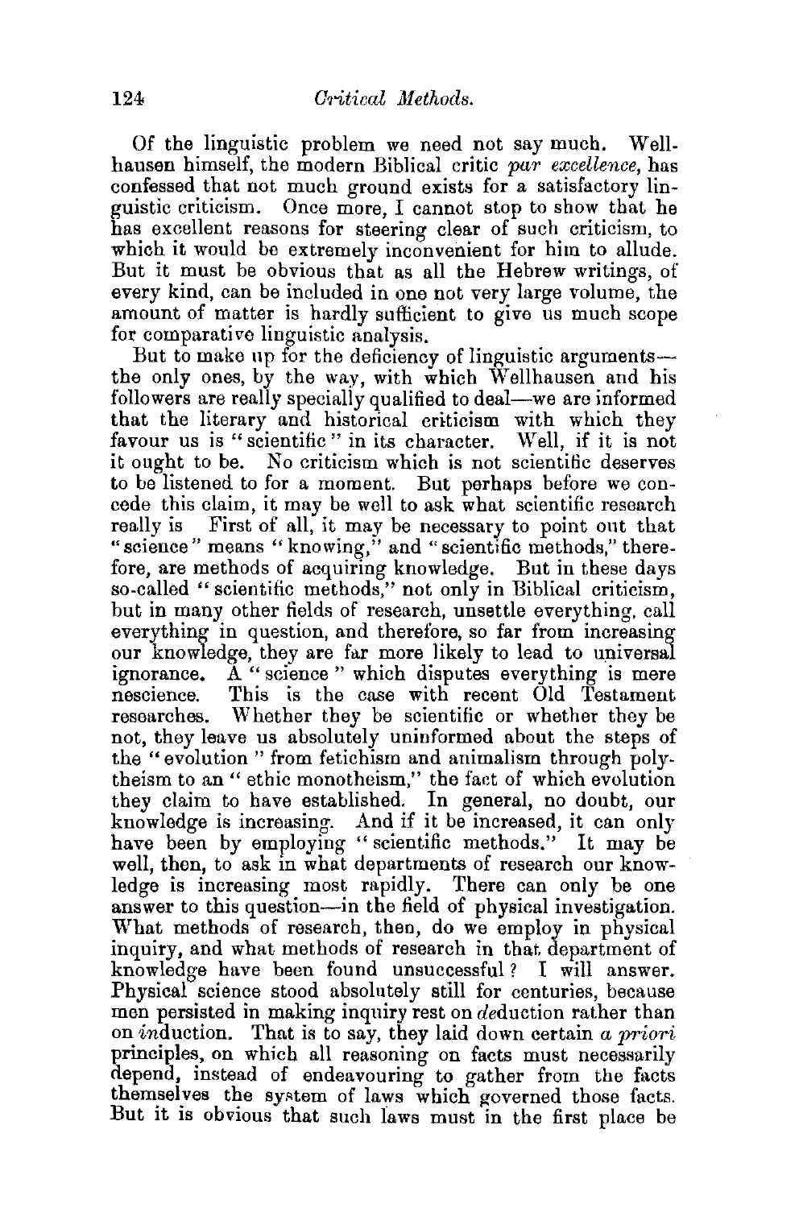Of the linguistic problem we need not say much. Wellhausen himself, the modern Biblical critic *par excellence*, has confessed that not much ground exists for a satisfactory linguistic criticism. Once more, I cannot stop to show that he has excellent reasons for steering clear of such criticism, to which it would be extremely inconvenient for him to allude. But it must be obvious that as all the Hebrew writings, of every kind, can be included in one not very large volume, the amount of matter is hardly sufficient to give us much scope for comparative linguistic analysis.

But to make up for the deficiency of linguistic arguments—the only ones, by the way, with which Wellhausen and his followers are really specially qualified to deal—we are informed that the literary and historical criticism with which they favour us is "scientific" in its character. Well, if it is not it ought to be. No criticism which is not scientific deserves to be listened to for a moment. But perhaps before we concede this claim, it may be well to ask what scientific research really is First of all, it may be necessary to point out that "science" means "knowing," and "scientific methods," therefore, are methods of acquiring knowledge. But in these days so-called "scientific methods," not only in Biblical criticism, but in many other fields of research, unsettle everything, call everything in question, and therefore, so far from increasing our knowledge, they are far more likely to lead to universal ignorance. A "science" which disputes everything is mere nescience. This is the case with recent Old Testament researches. Whether they be scientific or whether they be not, they leave us absolutely uninformed about the steps of the "evolution" from fetichism and animalism through polytheism to an "ethic monotheism," the fact of which evolution they claim to have established. In general, no doubt, our knowledge is increasing. And if it be increased, it can only have been by employing "scientific methods." It may be well, then, to ask in what departments of research our knowledge is increasing most rapidly. There can only be one answer to this question—in the field of physical investigation. What methods of research, then, do we employ in physical inquiry, and what methods of research in that department of knowledge have been found unsuccessful? I will answer. Physical science stood absolutely still for centuries, because men persisted in making inquiry rest on *de*duction rather than on *in*duction. That is to say, they laid down certain *a priori* principles, on which all reasoning on facts must necessarily depend, instead of endeavouring to gather from the facts themselves the system of laws which governed those facts. But it is obvious that such laws must in the first place be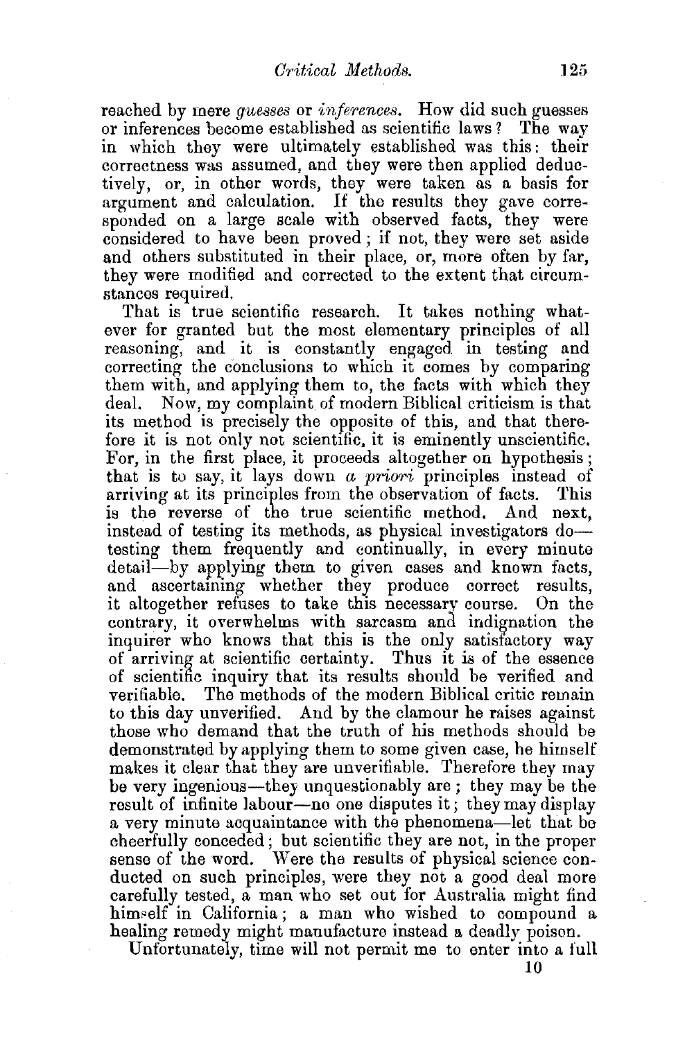reached by mere *guesses* or *inferences*. How did such guesses or inferences become established as scientific laws? The way in which they were ultimately established was this: their correctness was assumed, and they were then applied deductively, or, in other words, they were taken as a basis for argument and calculation. If the results they gave corresponded on a large scale with observed facts, they were considered to have been proved; if not, they were set aside and others substituted in their place, or, more often by far, they were modified and corrected to the extent that circumstances required.

That is true scientific research. It takes nothing whatever for granted but the most elementary principles of all reasoning, and it is constantly engaged in testing and correcting the conclusions to which it comes by comparing them with, and applying them to, the facts with which they deal. Now, my complaint of modern Biblical criticism is that its method is precisely the opposite of this, and that therefore it is not only not scientific, it is eminently unscientific. For, in the first place, it proceeds altogether on hypothesis; that is to say, it lays down *a priori* principles instead of arriving at its principles from the observation of facts. This is the reverse of the true scientific method. And next, instead of testing its methods, as physical investigators do—testing them frequently and continually, in every minute detail—by applying them to given cases and known facts, and ascertaining whether they produce correct results, it altogether refuses to take this necessary course. On the contrary, it overwhelms with sarcasm and indignation the inquirer who knows that this is the only satisfactory way of arriving at scientific certainty. Thus it is of the essence of scientific inquiry that its results should be verified and verifiable. The methods of the modern Biblical critic remain to this day unverified. And by the clamour he raises against those who demand that the truth of his methods should be demonstrated by applying them to some given case, he himself makes it clear that they are unverifiable. Therefore they may be very ingenious—they unquestionably are; they may be the result of infinite labour—no one disputes it; they may display a very minute acquaintance with the phenomena—let that be cheerfully conceded; but scientific they are not, in the proper sense of the word. Were the results of physical science conducted on such principles, were they not a good deal more carefully tested, a man who set out for Australia might find himself in California; a man who wished to compound a healing remedy might manufacture instead a deadly poison.

Unfortunately, time will not permit me to enter into a full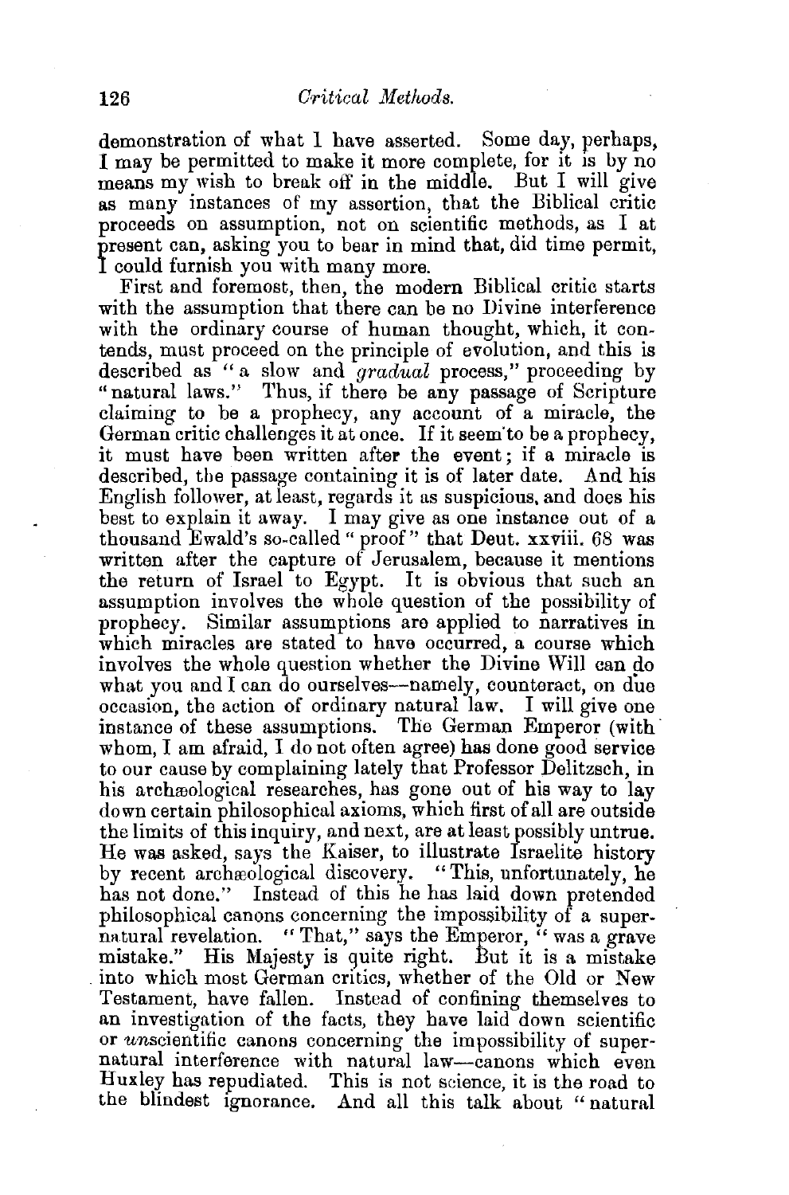demonstration of what I have asserted. Some day, perhaps, I may be permitted to make it more complete, for it is by no means my wish to break off in the middle. But I will give as many instances of my assertion, that the Biblical critic proceeds on assumption, not on scientific methods, as I at present can, asking you to bear in mind that, did time permit, I could furnish you with many more.

First and foremost, then, the modern Biblical critic starts with the assumption that there can be no Divine interference with the ordinary course of human thought, which, it contends, must proceed on the principle of evolution, and this is described as "a slow and *gradual* process," proceeding by "natural laws." Thus, if there be any passage of Scripture claiming to be a prophecy, any account of a miracle, the German critic challenges it at once. If it seem to be a prophecy, it must have been written after the event; if a miracle is described, the passage containing it is of later date. And his English follower, at least, regards it as suspicious, and does his best to explain it away. I may give as one instance out of a thousand Ewald's so-called "proof" that Deut. xxviii. 68 was written after the capture of Jerusalem, because it mentions the return of Israel to Egypt. It is obvious that such an assumption involves the whole question of the possibility of prophecy. Similar assumptions are applied to narratives in which miracles are stated to have occurred, a course which involves the whole question whether the Divine Will can do what you and I can do ourselves—namely, counteract, on due occasion, the action of ordinary natural law. I will give one instance of these assumptions. The German Emperor (with whom, I am afraid, I do not often agree) has done good service to our cause by complaining lately that Professor Delitzsch, in his archæological researches, has gone out of his way to lay down certain philosophical axioms, which first of all are outside the limits of this inquiry, and next, are at least possibly untrue. He was asked, says the Kaiser, to illustrate Israelite history by recent archæological discovery. "This, unfortunately, he has not done." Instead of this he has laid down pretended philosophical canons concerning the impossibility of a supernatural revelation. "That," says the Emperor, "was a grave mistake." His Majesty is quite right. But it is a mistake into which most German critics, whether of the Old or New Testament, have fallen. Instead of confining themselves to an investigation of the facts, they have laid down scientific or *un*scientific canons concerning the impossibility of supernatural interference with natural law—canons which even Huxley has repudiated. This is not science, it is the road to the blindest ignorance. And all this talk about "natural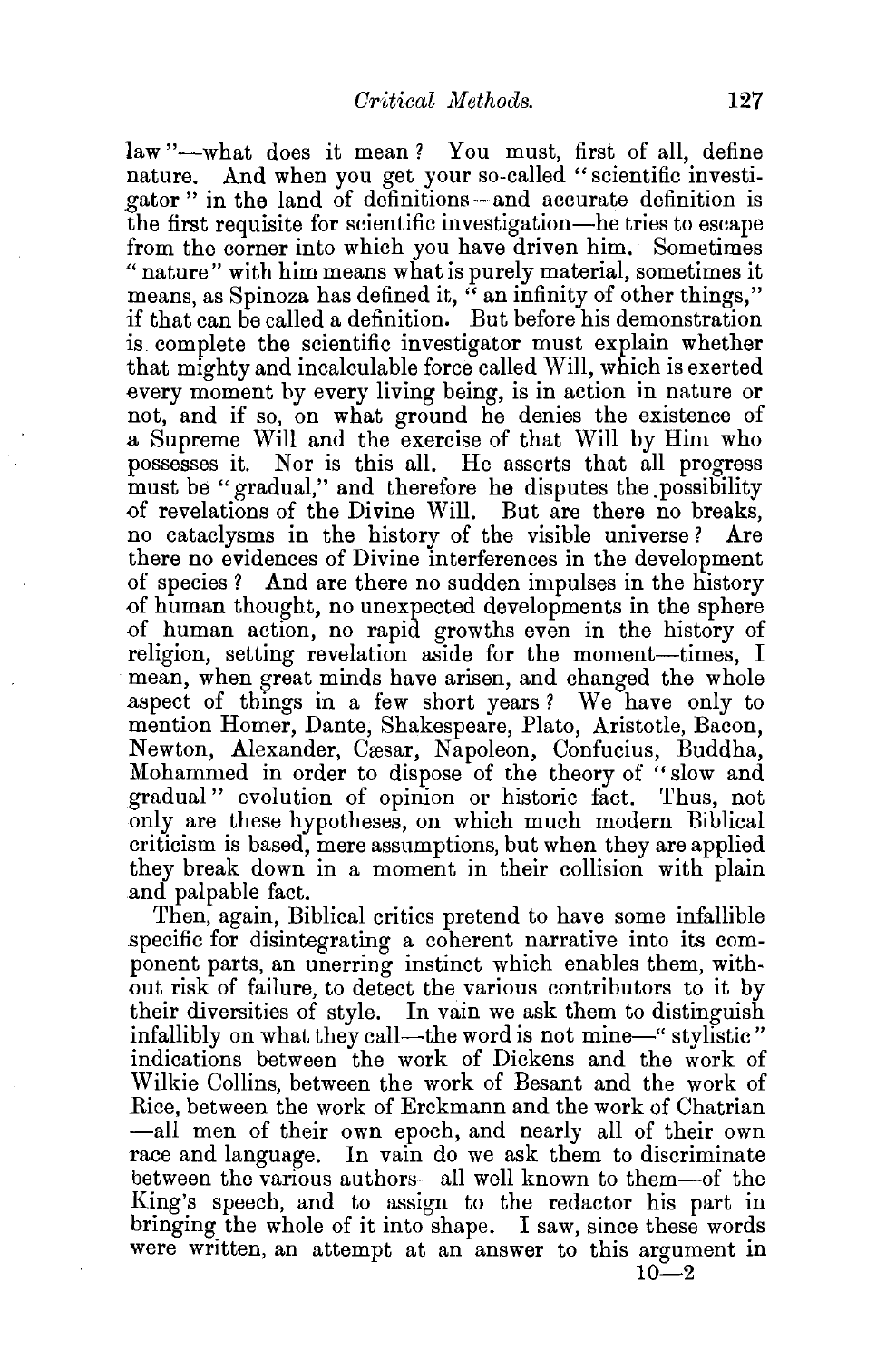law"—what does it mean? You must, first of all, define nature. And when you get your so-called "scientific investigator" in the land of definitions—and accurate definition is the first requisite for scientific investigation—he tries to escape from the corner into which you have driven him. Sometimes "nature" with him means what is purely material, sometimes it means, as Spinoza has defined it, "an infinity of other things," if that can be called a definition. But before his demonstration is complete the scientific investigator must explain whether that mighty and incalculable force called Will, which is exerted every moment by every living being, is in action in nature or not, and if so, on what ground he denies the existence of a Supreme Will and the exercise of that Will by Him who possesses it. Nor is this all. He asserts that all progress must be "gradual," and therefore he disputes the possibility of revelations of the Divine Will. But are there no breaks, no cataclysms in the history of the visible universe? Are there no evidences of Divine interferences in the development of species? And are there no sudden impulses in the history of human thought, no unexpected developments in the sphere of human action, no rapid growths even in the history of religion, setting revelation aside for the moment—times, I mean, when great minds have arisen, and changed the whole aspect of things in a few short years? We have only to mention Homer, Dante, Shakespeare, Plato, Aristotle, Bacon, Newton, Alexander, Cæsar, Napoleon, Confucius, Buddha, Mohammed in order to dispose of the theory of "slow and gradual" evolution of opinion or historic fact. Thus, not only are these hypotheses, on which much modern Biblical criticism is based, mere assumptions, but when they are applied they break down in a moment in their collision with plain and palpable fact.

Then, again, Biblical critics pretend to have some infallible specific for disintegrating a coherent narrative into its component parts, an unerring instinct which enables them, without risk of failure, to detect the various contributors to it by their diversities of style. In vain we ask them to distinguish infallibly on what they call—the word is not mine—"stylistic" indications between the work of Dickens and the work of Wilkie Collins, between the work of Besant and the work of Rice, between the work of Erckmann and the work of Chatrian—all men of their own epoch, and nearly all of their own race and language. In vain do we ask them to discriminate between the various authors—all well known to them—of the King's speech, and to assign to the redactor his part in bringing the whole of it into shape. I saw, since these words were written, an attempt at an answer to this argument in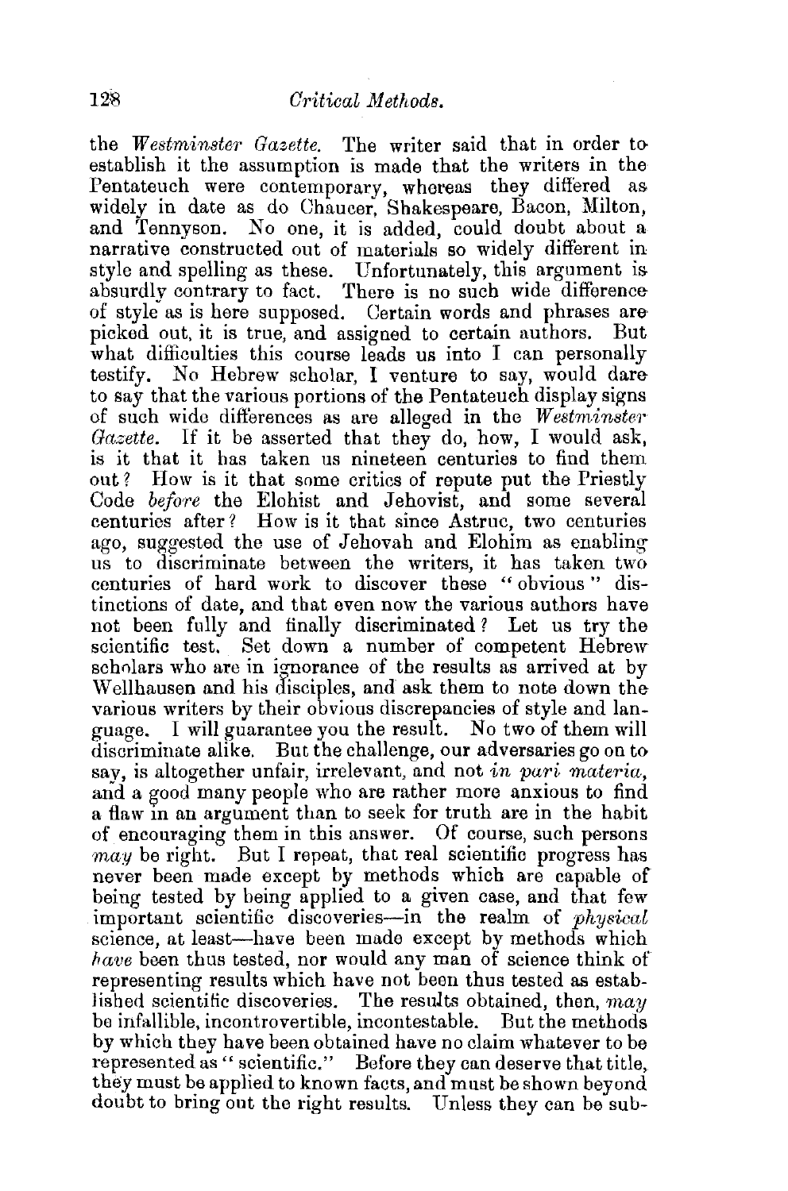the *Westminster Gazette.* The writer said that in order to establish it the assumption is made that the writers in the Pentateuch were contemporary, whereas they differed as widely in date as do Chaucer, Shakespeare, Bacon, Milton, and Tennyson. No one, it is added, could doubt about a narrative constructed out of materials so widely different in style and spelling as these. Unfortunately, this argument is absurdly contrary to fact. There is no such wide difference of style as is here supposed. Certain words and phrases are picked out, it is true, and assigned to certain authors. But what difficulties this course leads us into I can personally testify. No Hebrew scholar, I venture to say, would dare to say that the various portions of the Pentateuch display signs of such wide differences as are alleged in the *Westminster Gazette.* If it be asserted that they do, how, I would ask, is it that it has taken us nineteen centuries to find them out? How is it that some critics of repute put the Priestly Code *before* the Elohist and Jehovist, and some several centuries after? How is it that since Astruc, two centuries ago, suggested the use of Jehovah and Elohim as enabling us to discriminate between the writers, it has taken two centuries of hard work to discover these "obvious" distinctions of date, and that even now the various authors have not been fully and finally discriminated? Let us try the scientific test. Set down a number of competent Hebrew scholars who are in ignorance of the results as arrived at by Wellhausen and his disciples, and ask them to note down the various writers by their obvious discrepancies of style and language. I will guarantee you the result. No two of them will discriminate alike. But the challenge, our adversaries go on to say, is altogether unfair, irrelevant, and not *in pari materia*, and a good many people who are rather more anxious to find a flaw in an argument than to seek for truth are in the habit of encouraging them in this answer. Of course, such persons *may* be right. But I repeat, that real scientific progress has never been made except by methods which are capable of being tested by being applied to a given case, and that few important scientific discoveries—in the realm of *physical* science, at least—have been made except by methods which *have* been thus tested, nor would any man of science think of representing results which have not been thus tested as established scientific discoveries. The results obtained, then, *may* be infallible, incontrovertible, incontestable. But the methods by which they have been obtained have no claim whatever to be represented as "scientific." Before they can deserve that title, they must be applied to known facts, and must be shown beyond doubt to bring out the right results. Unless they can be sub-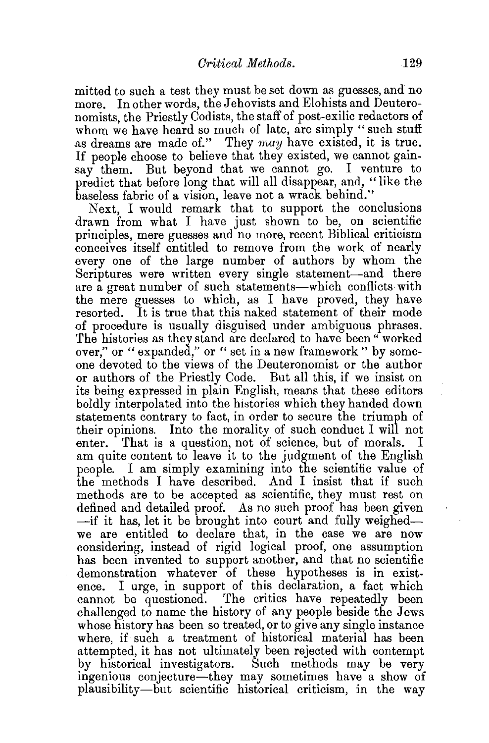mitted to such a test they must be set down as guesses, and no more. In other words, the Jehovists and Elohists and Deuteronomists, the Priestly Codists, the staff of post-exilic redactors of whom we have heard so much of late, are simply "such stuff as dreams are made of." They *may* have existed, it is true. If people choose to believe that they existed, we cannot gainsay them. But beyond that we cannot go. I venture to predict that before long that will all disappear, and, "like the baseless fabric of a vision, leave not a wrack behind."

Next, I would remark that to support the conclusions drawn from what I have just shown to be, on scientific principles, mere guesses and no more, recent Biblical criticism conceives itself entitled to remove from the work of nearly every one of the large number of authors by whom the Scriptures were written every single statement—and there are a great number of such statements—which conflicts with the mere guesses to which, as I have proved, they have resorted. It is true that this naked statement of their mode of procedure is usually disguised under ambiguous phrases. The histories as they stand are declared to have been "worked over," or "expanded," or "set in a new framework" by someone devoted to the views of the Deuteronomist or the author or authors of the Priestly Code. But all this, if we insist on its being expressed in plain English, means that these editors boldly interpolated into the histories which they handed down statements contrary to fact, in order to secure the triumph of their opinions. Into the morality of such conduct I will not enter. That is a question, not of science, but of morals. I am quite content to leave it to the judgment of the English people. I am simply examining into the scientific value of the methods I have described. And I insist that if such methods are to be accepted as scientific, they must rest on defined and detailed proof. As no such proof has been given—if it has, let it be brought into court and fully weighed—we are entitled to declare that, in the case we are now considering, instead of rigid logical proof, one assumption has been invented to support another, and that no scientific demonstration whatever of these hypotheses is in existence. I urge, in support of this declaration, a fact which cannot be questioned. The critics have repeatedly been challenged to name the history of any people beside the Jews whose history has been so treated, or to give any single instance where, if such a treatment of historical material has been attempted, it has not ultimately been rejected with contempt by historical investigators. Such methods may be very ingenious conjecture—they may sometimes have a show of plausibility—but scientific historical criticism, in the way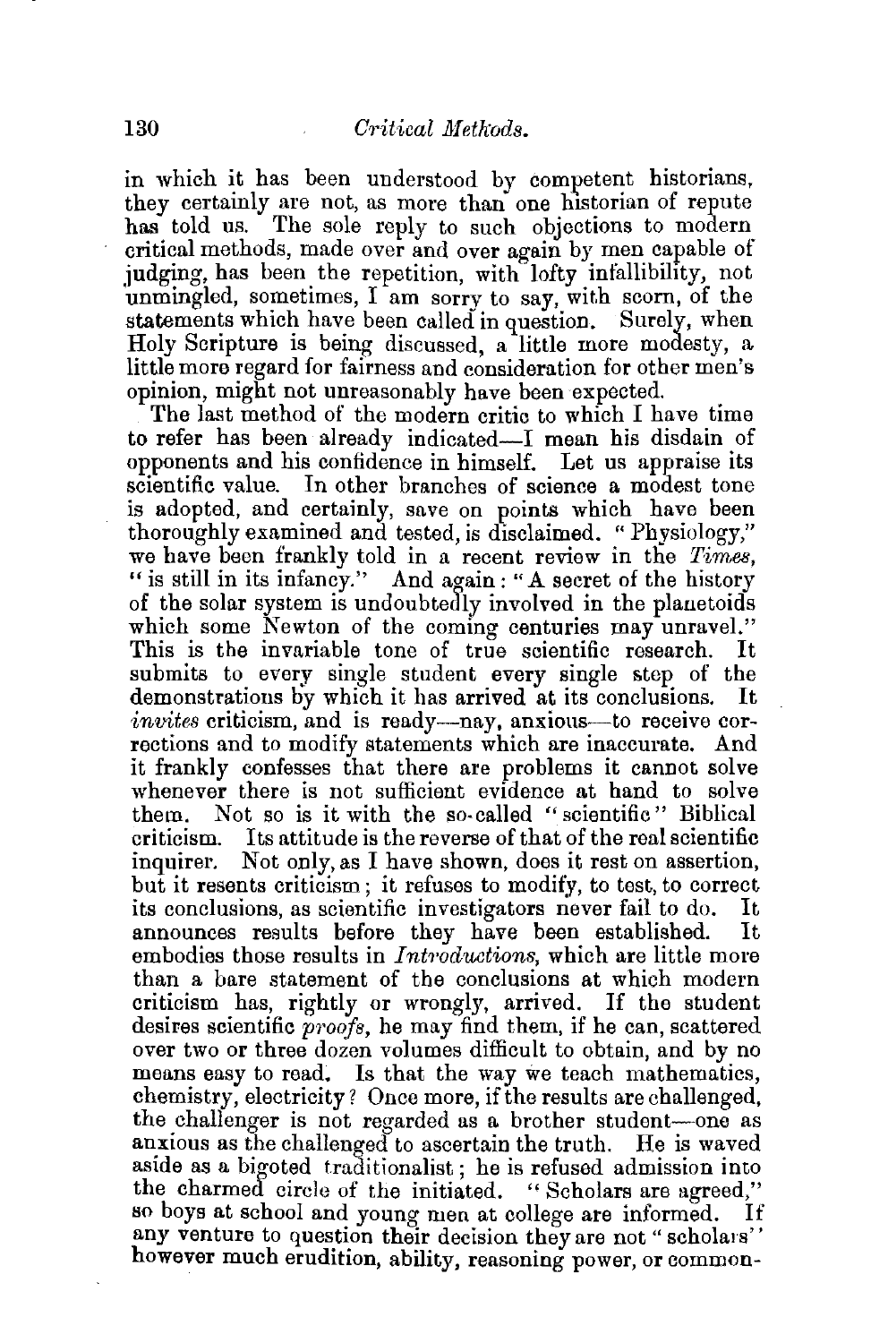in which it has been understood by competent historians, they certainly are not, as more than one historian of repute has told us. The sole reply to such objections to modern critical methods, made over and over again by men capable of judging, has been the repetition, with lofty infallibility, not unmingled, sometimes, I am sorry to say, with scorn, of the statements which have been called in question. Surely, when Holy Scripture is being discussed, a little more modesty, a little more regard for fairness and consideration for other men's opinion, might not unreasonably have been expected.

The last method of the modern critic to which I have time to refer has been already indicated—I mean his disdain of opponents and his confidence in himself. Let us appraise its scientific value. In other branches of science a modest tone is adopted, and certainly, save on points which have been thoroughly examined and tested, is disclaimed. "Physiology," we have been frankly told in a recent review in the *Times*, "is still in its infancy." And again: "A secret of the history of the solar system is undoubtedly involved in the planetoids which some Newton of the coming centuries may unravel." This is the invariable tone of true scientific research. It submits to every single student every single step of the demonstrations by which it has arrived at its conclusions. It *invites* criticism, and is ready—nay, anxious—to receive corrections and to modify statements which are inaccurate. And it frankly confesses that there are problems it cannot solve whenever there is not sufficient evidence at hand to solve them. Not so is it with the so-called "scientific" Biblical criticism. Its attitude is the reverse of that of the real scientific inquirer. Not only, as I have shown, does it rest on assertion, but it resents criticism; it refuses to modify, to test, to correct its conclusions, as scientific investigators never fail to do. It announces results before they have been established. It embodies those results in *Introductions*, which are little more than a bare statement of the conclusions at which modern criticism has, rightly or wrongly, arrived. If the student desires scientific *proofs*, he may find them, if he can, scattered over two or three dozen volumes difficult to obtain, and by no means easy to read. Is that the way we teach mathematics, chemistry, electricity? Once more, if the results are challenged, the challenger is not regarded as a brother student—one as anxious as the challenged to ascertain the truth. He is waved aside as a bigoted traditionalist; he is refused admission into the charmed circle of the initiated. "Scholars are agreed," so boys at school and young men at college are informed. If any venture to question their decision they are not "scholars" however much erudition, ability, reasoning power, or common-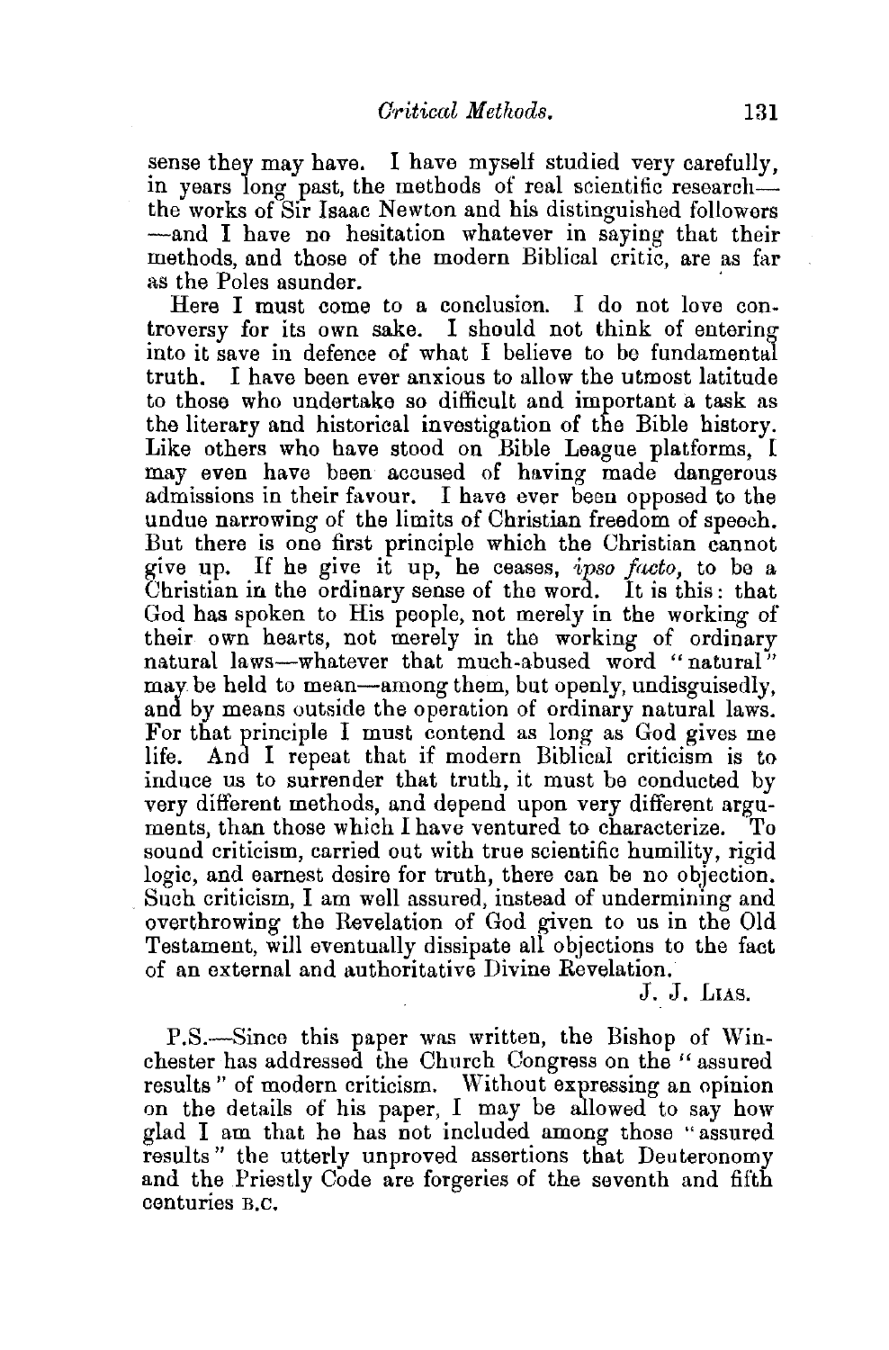sense they may have. I have myself studied very carefully, in years long past, the methods of real scientific research—the works of Sir Isaac Newton and his distinguished followers—and I have no hesitation whatever in saying that their methods, and those of the modern Biblical critic, are as far as the Poles asunder.

Here I must come to a conclusion. I do not love controversy for its own sake. I should not think of entering into it save in defence of what I believe to be fundamental truth. I have been ever anxious to allow the utmost latitude to those who undertake so difficult and important a task as the literary and historical investigation of the Bible history. Like others who have stood on Bible League platforms, I may even have been accused of having made dangerous admissions in their favour. I have ever been opposed to the undue narrowing of the limits of Christian freedom of speech. But there is one first principle which the Christian cannot give up. If he give it up, he ceases, *ipso facto*, to be a Christian in the ordinary sense of the word. It is this: that God has spoken to His people, not merely in the working of their own hearts, not merely in the working of ordinary natural laws—whatever that much-abused word "natural" may be held to mean—among them, but openly, undisguisedly, and by means outside the operation of ordinary natural laws. For that principle I must contend as long as God gives me life. And I repeat that if modern Biblical criticism is to induce us to surrender that truth, it must be conducted by very different methods, and depend upon very different arguments, than those which I have ventured to characterize. To sound criticism, carried out with true scientific humility, rigid logic, and earnest desire for truth, there can be no objection. Such criticism, I am well assured, instead of undermining and overthrowing the Revelation of God given to us in the Old Testament, will eventually dissipate all objections to the fact of an external and authoritative Divine Revelation.

J. J. LIAS.

P.S.—Since this paper was written, the Bishop of Winchester has addressed the Church Congress on the "assured results" of modern criticism. Without expressing an opinion on the details of his paper, I may be allowed to say how glad I am that he has not included among those "assured results" the utterly unproved assertions that Deuteronomy and the Priestly Code are forgeries of the seventh and fifth centuries B.C.